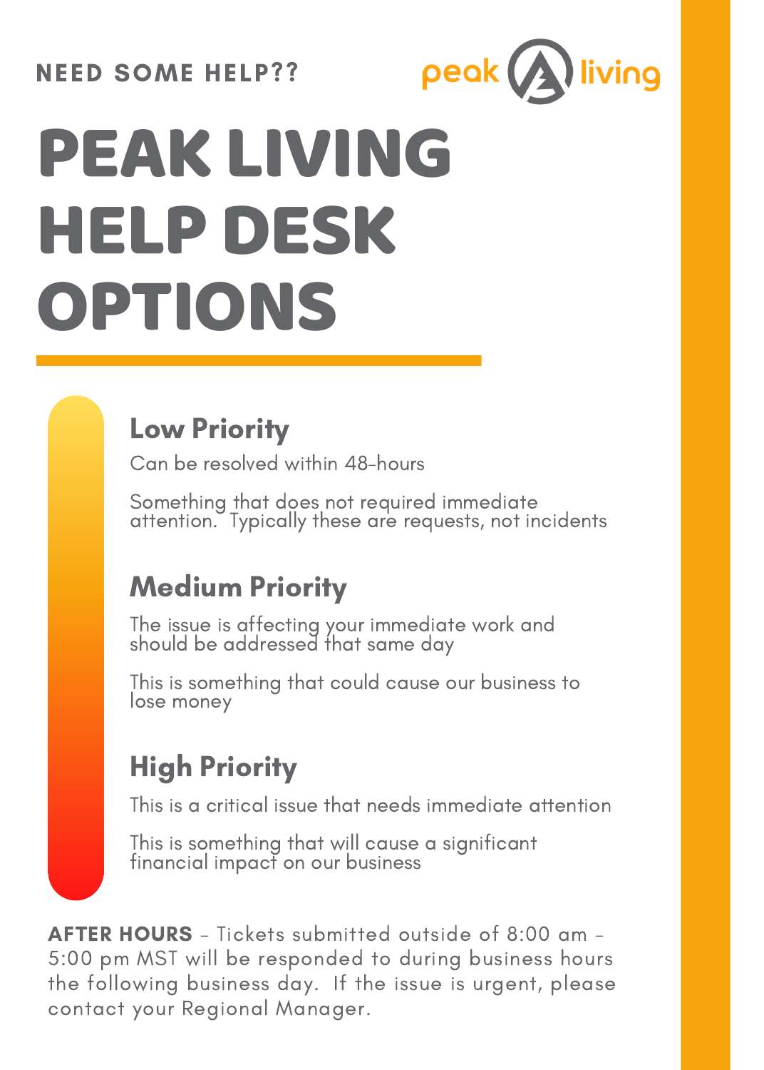NEED SOME HELP??

peak living

# PEAK LIVING HELP DESK OPTIONS

## Low Priority

Can be resolved within 48-hours

Something that does not required immediate attention. Typically these are requests, not incidents

## Medium Priority

The issue is affecting your immediate work and should be addressed that same day

This is something that could cause our business to lose money

## High Priority

This is a critical issue that needs immediate attention

This is something that will cause a significant financial impact on our business

**AFTER HOURS** - Tickets submitted outside of 8:00 am - 5:00 pm MST will be responded to during business hours the following business day. If the issue is urgent, please contact your Regional Manager.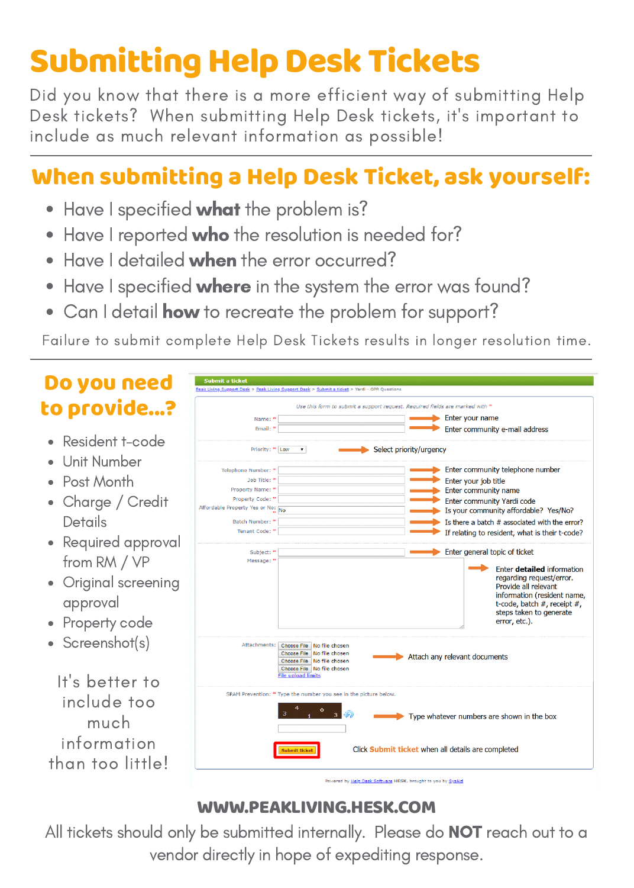# Submitting Help Desk Tickets

Did you know that there is a more efficient way of submitting Help Desk tickets? When submitting Help Desk tickets, it's important to include as much relevant information as possible!

## When submitting a Help Desk Ticket, ask yourself:

- Have I specified **what** the problem is?
- Have I reported **who** the resolution is needed for?
- Have I detailed **when** the error occurred?
- Have I specified **where** in the system the error was found?
- Can I detail **how** to recreate the problem for support?

Failure to submit complete Help Desk Tickets results in longer resolution time.

## Do you need to provide...?

- Resident t-code
- Unit Number
- Post Month
- Charge / Credit Details
- Required approval from RM / VP
- Original screening approval
- Property code
- Screenshot(s)

It's better to include too much information than too little!

Submit a ticket

Peak Living Support Desk > Peak Living Support Desk > Submit a ticket > Yardi - GPR Questions

*Use this form to submit a support request. Required fields are marked with \**

- Name: * → Enter your name
- Email: * → Enter community e-mail address
- Priority: * Low → Select priority/urgency
- Telephone Number: * → Enter community telephone number
- Job Title: * → Enter your job title
- Property Name: * → Enter community name
- Property Code: * → Enter community Yardi code
- Affordable Property Yes or No: * No → Is your community affordable? Yes/No?
- Batch Number: * → Is there a batch # associated with the error?
- Tenant Code: * → If relating to resident, what is their t-code?
- Subject: * → Enter general topic of ticket
- Message: * → Enter **detailed** information regarding request/error. Provide all relevant information (resident name, t-code, batch #, receipt #, steps taken to generate error, etc.).
- Attachments: Choose File No file chosen (×4), File upload limits → Attach any relevant documents
- SPAM Prevention: * Type the number you see in the picture below. → Type whatever numbers are shown in the box

Submit ticket — Click **Submit ticket** when all details are completed

Powered by Help Desk Software HESK, brought to you by SysAid

**WWW.PEAKLIVING.HESK.COM**

All tickets should only be submitted internally. Please do **NOT** reach out to a vendor directly in hope of expediting response.